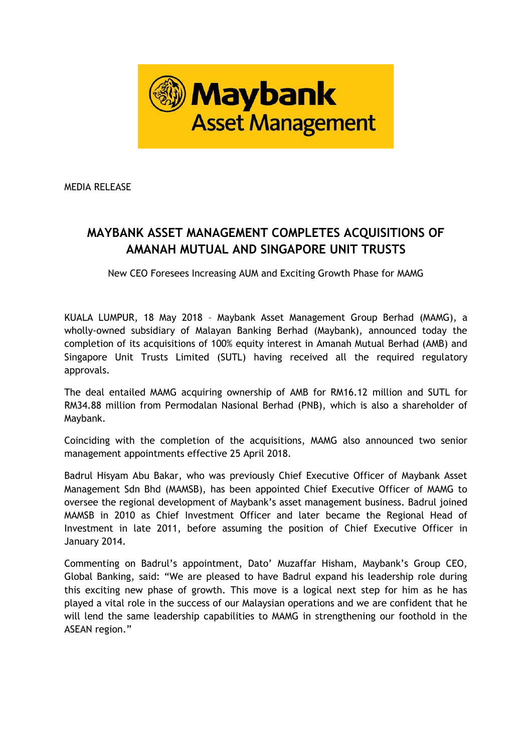MEDIA RELEASE

# MAYBANK ASSET MANAGEMENT COMPLETES ACQUISITIONS OF AMANAH MUTUAL AND SINGAPORE UNIT TRUSTS

New CEO Foresees Increasing AUM and Exciting Growth Phase for MAMG

KUALA LUMPUR, 18 May 2018 – Maybank Asset Management Group Berhad (MAMG), a wholly-owned subsidiary of Malayan Banking Berhad (Maybank), announced today the completion of its acquisitions of 100% equity interest in Amanah Mutual Berhad (AMB) and Singapore Unit Trusts Limited (SUTL) having received all the required regulatory approvals.

The deal entailed MAMG acquiring ownership of AMB for RM16.12 million and SUTL for RM34.88 million from Permodalan Nasional Berhad (PNB), which is also a shareholder of Maybank.

Coinciding with the completion of the acquisitions, MAMG also announced two senior management appointments effective 25 April 2018.

Badrul Hisyam Abu Bakar, who was previously Chief Executive Officer of Maybank Asset Management Sdn Bhd (MAMSB), has been appointed Chief Executive Officer of MAMG to oversee the regional development of Maybank's asset management business. Badrul joined MAMSB in 2010 as Chief Investment Officer and later became the Regional Head of Investment in late 2011, before assuming the position of Chief Executive Officer in January 2014.

Commenting on Badrul's appointment, Dato' Muzaffar Hisham, Maybank's Group CEO, Global Banking, said: "We are pleased to have Badrul expand his leadership role during this exciting new phase of growth. This move is a logical next step for him as he has played a vital role in the success of our Malaysian operations and we are confident that he will lend the same leadership capabilities to MAMG in strengthening our foothold in the ASEAN region."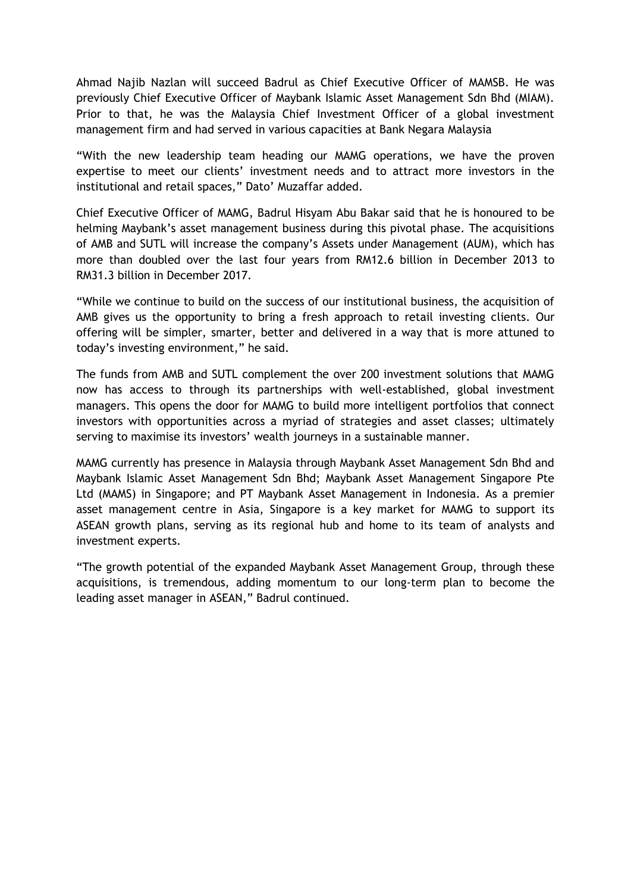Ahmad Najib Nazlan will succeed Badrul as Chief Executive Officer of MAMSB. He was previously Chief Executive Officer of Maybank Islamic Asset Management Sdn Bhd (MIAM). Prior to that, he was the Malaysia Chief Investment Officer of a global investment management firm and had served in various capacities at Bank Negara Malaysia

"With the new leadership team heading our MAMG operations, we have the proven expertise to meet our clients' investment needs and to attract more investors in the institutional and retail spaces," Dato' Muzaffar added.

Chief Executive Officer of MAMG, Badrul Hisyam Abu Bakar said that he is honoured to be helming Maybank's asset management business during this pivotal phase. The acquisitions of AMB and SUTL will increase the company's Assets under Management (AUM), which has more than doubled over the last four years from RM12.6 billion in December 2013 to RM31.3 billion in December 2017.

"While we continue to build on the success of our institutional business, the acquisition of AMB gives us the opportunity to bring a fresh approach to retail investing clients. Our offering will be simpler, smarter, better and delivered in a way that is more attuned to today's investing environment," he said.

The funds from AMB and SUTL complement the over 200 investment solutions that MAMG now has access to through its partnerships with well-established, global investment managers. This opens the door for MAMG to build more intelligent portfolios that connect investors with opportunities across a myriad of strategies and asset classes; ultimately serving to maximise its investors' wealth journeys in a sustainable manner.

MAMG currently has presence in Malaysia through Maybank Asset Management Sdn Bhd and Maybank Islamic Asset Management Sdn Bhd; Maybank Asset Management Singapore Pte Ltd (MAMS) in Singapore; and PT Maybank Asset Management in Indonesia. As a premier asset management centre in Asia, Singapore is a key market for MAMG to support its ASEAN growth plans, serving as its regional hub and home to its team of analysts and investment experts.

"The growth potential of the expanded Maybank Asset Management Group, through these acquisitions, is tremendous, adding momentum to our long-term plan to become the leading asset manager in ASEAN," Badrul continued.